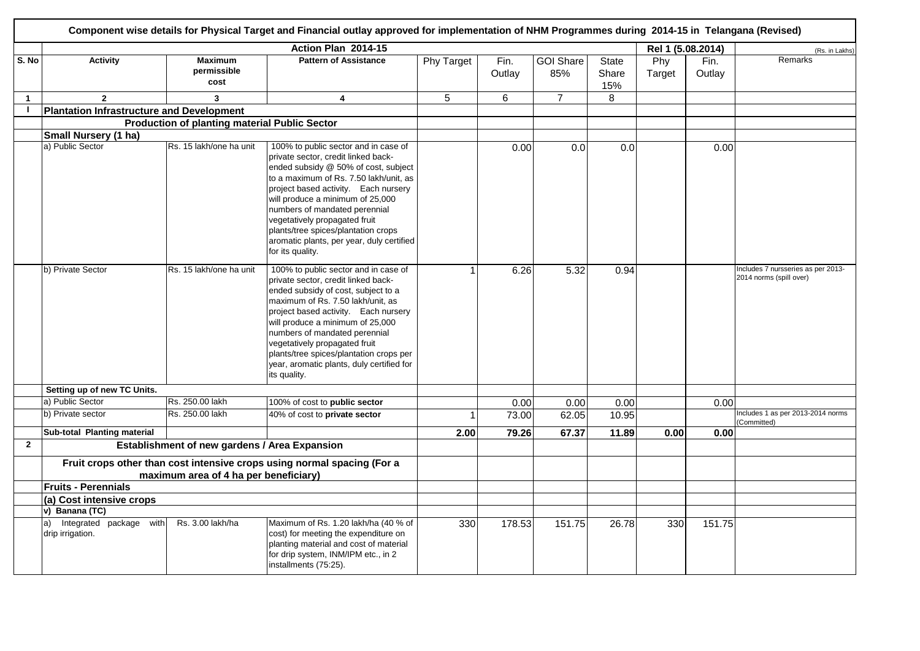## Component wise details for Physical Target and Financial outlay approved for implementation of NHM Programmes during 2014-15 in Telangana (Revised)

(Rs. in Lakhs)

| | Action Plan 2014-15 | | | | | | | Rel 1 (5.08.2014) | | |
|---|---|---|---|---|---|---|---|---|---|---|
| S. No | Activity | Maximum permissible cost | Pattern of Assistance | Phy Target | Fin. Outlay | GOI Share 85% | State Share 15% | Phy Target | Fin. Outlay | Remarks |
| 1 | 2 | 3 | 4 | 5 | 6 | 7 | 8 | | | |
| I | **Plantation Infrastructure and Development** | | | | | | | | | |
| | | **Production of planting material Public Sector** | | | | | | | | |
| | **Small Nursery (1 ha)** | | | | | | | | | |
| | a) Public Sector | Rs. 15 lakh/one ha unit | 100% to public sector and in case of private sector, credit linked back-ended subsidy @ 50% of cost, subject to a maximum of Rs. 7.50 lakh/unit, as project based activity. Each nursery will produce a minimum of 25,000 numbers of mandated perennial vegetatively propagated fruit plants/tree spices/plantation crops aromatic plants, per year, duly certified for its quality. | | 0.00 | 0.0 | 0.0 | | 0.00 | |
| | b) Private Sector | Rs. 15 lakh/one ha unit | 100% to public sector and in case of private sector, credit linked back-ended subsidy of cost, subject to a maximum of Rs. 7.50 lakh/unit, as project based activity. Each nursery will produce a minimum of 25,000 numbers of mandated perennial vegetatively propagated fruit plants/tree spices/plantation crops per year, aromatic plants, duly certified for its quality. | 1 | 6.26 | 5.32 | 0.94 | | | Includes 7 nursseries as per 2013-2014 norms (spill over) |
| | **Setting up of new TC Units.** | | | | | | | | | |
| | a) Public Sector | Rs. 250.00 lakh | 100% of cost to **public sector** | | 0.00 | 0.00 | 0.00 | | 0.00 | |
| | b) Private sector | Rs. 250.00 lakh | 40% of cost to **private sector** | 1 | 73.00 | 62.05 | 10.95 | | | Includes 1 as per 2013-2014 norms (Committed) |
| | **Sub-total Planting material** | | | **2.00** | **79.26** | **67.37** | **11.89** | **0.00** | **0.00** | |
| 2 | | **Establishment of new gardens / Area Expansion** | | | | | | | | |
| | | **Fruit crops other than cost intensive crops using normal spacing (For a maximum area of 4 ha per beneficiary)** | | | | | | | | |
| | **Fruits - Perennials** | | | | | | | | | |
| | **(a) Cost intensive crops** | | | | | | | | | |
| | **v) Banana (TC)** | | | | | | | | | |
| | a) Integrated package with drip irrigation. | Rs. 3.00 lakh/ha | Maximum of Rs. 1.20 lakh/ha (40 % of cost) for meeting the expenditure on planting material and cost of material for drip system, INM/IPM etc., in 2 installments (75:25). | 330 | 178.53 | 151.75 | 26.78 | 330 | 151.75 | |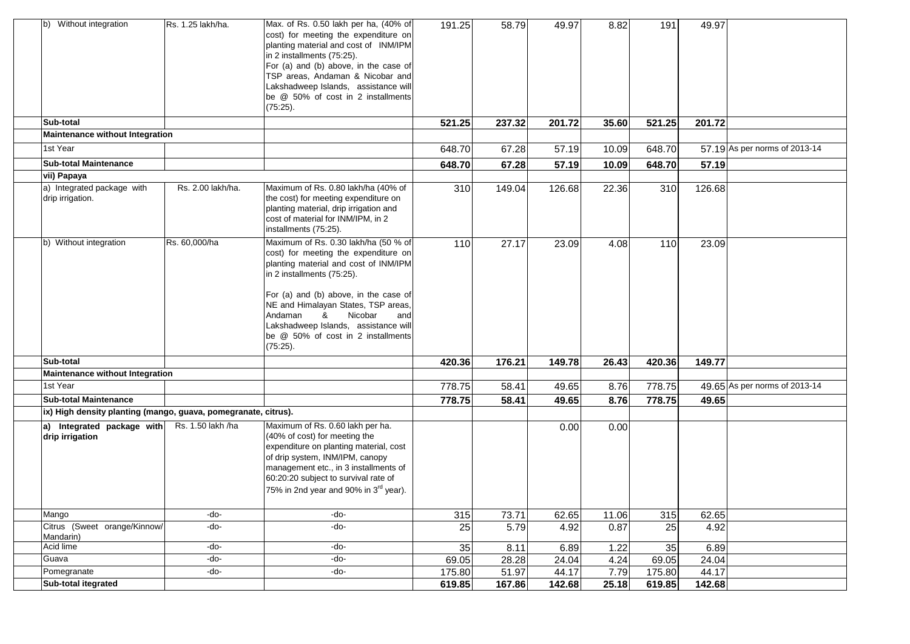| | | | | | | | | | |
|---|---|---|---|---|---|---|---|---|---|
| b) Without integration | Rs. 1.25 lakh/ha. | Max. of Rs. 0.50 lakh per ha, (40% of cost) for meeting the expenditure on planting material and cost of INM/IPM in 2 installments (75:25). For (a) and (b) above, in the case of TSP areas, Andaman & Nicobar and Lakshadweep Islands, assistance will be @ 50% of cost in 2 installments (75:25). | 191.25 | 58.79 | 49.97 | 8.82 | 191 | 49.97 | |
| **Sub-total** | | | **521.25** | **237.32** | **201.72** | **35.60** | **521.25** | **201.72** | |
| **Maintenance without Integration** | | | | | | | | | |
| 1st Year | | | 648.70 | 67.28 | 57.19 | 10.09 | 648.70 | 57.19 | As per norms of 2013-14 |
| **Sub-total Maintenance** | | | **648.70** | **67.28** | **57.19** | **10.09** | **648.70** | **57.19** | |
| **vii) Papaya** | | | | | | | | | |
| a) Integrated package with drip irrigation. | Rs. 2.00 lakh/ha. | Maximum of Rs. 0.80 lakh/ha (40% of the cost) for meeting expenditure on planting material, drip irrigation and cost of material for INM/IPM, in 2 installments (75:25). | 310 | 149.04 | 126.68 | 22.36 | 310 | 126.68 | |
| b) Without integration | Rs. 60,000/ha | Maximum of Rs. 0.30 lakh/ha (50 % of cost) for meeting the expenditure on planting material and cost of INM/IPM in 2 installments (75:25). For (a) and (b) above, in the case of NE and Himalayan States, TSP areas, Andaman & Nicobar and Lakshadweep Islands, assistance will be @ 50% of cost in 2 installments (75:25). | 110 | 27.17 | 23.09 | 4.08 | 110 | 23.09 | |
| **Sub-total** | | | **420.36** | **176.21** | **149.78** | **26.43** | **420.36** | **149.77** | |
| **Maintenance without Integration** | | | | | | | | | |
| 1st Year | | | 778.75 | 58.41 | 49.65 | 8.76 | 778.75 | 49.65 | As per norms of 2013-14 |
| **Sub-total Maintenance** | | | **778.75** | **58.41** | **49.65** | **8.76** | **778.75** | **49.65** | |
| **ix) High density planting (mango, guava, pomegranate, citrus).** | | | | | | | | | |
| **a) Integrated package with drip irrigation** | Rs. 1.50 lakh /ha | Maximum of Rs. 0.60 lakh per ha. (40% of cost) for meeting the expenditure on planting material, cost of drip system, INM/IPM, canopy management etc., in 3 installments of 60:20:20 subject to survival rate of 75% in 2nd year and 90% in 3rd year). | | | 0.00 | 0.00 | | | |
| Mango | -do- | -do- | 315 | 73.71 | 62.65 | 11.06 | 315 | 62.65 | |
| Citrus (Sweet orange/Kinnow/ Mandarin) | -do- | -do- | 25 | 5.79 | 4.92 | 0.87 | 25 | 4.92 | |
| Acid lime | -do- | -do- | 35 | 8.11 | 6.89 | 1.22 | 35 | 6.89 | |
| Guava | -do- | -do- | 69.05 | 28.28 | 24.04 | 4.24 | 69.05 | 24.04 | |
| Pomegranate | -do- | -do- | 175.80 | 51.97 | 44.17 | 7.79 | 175.80 | 44.17 | |
| **Sub-total itegrated** | | | **619.85** | **167.86** | **142.68** | **25.18** | **619.85** | **142.68** | |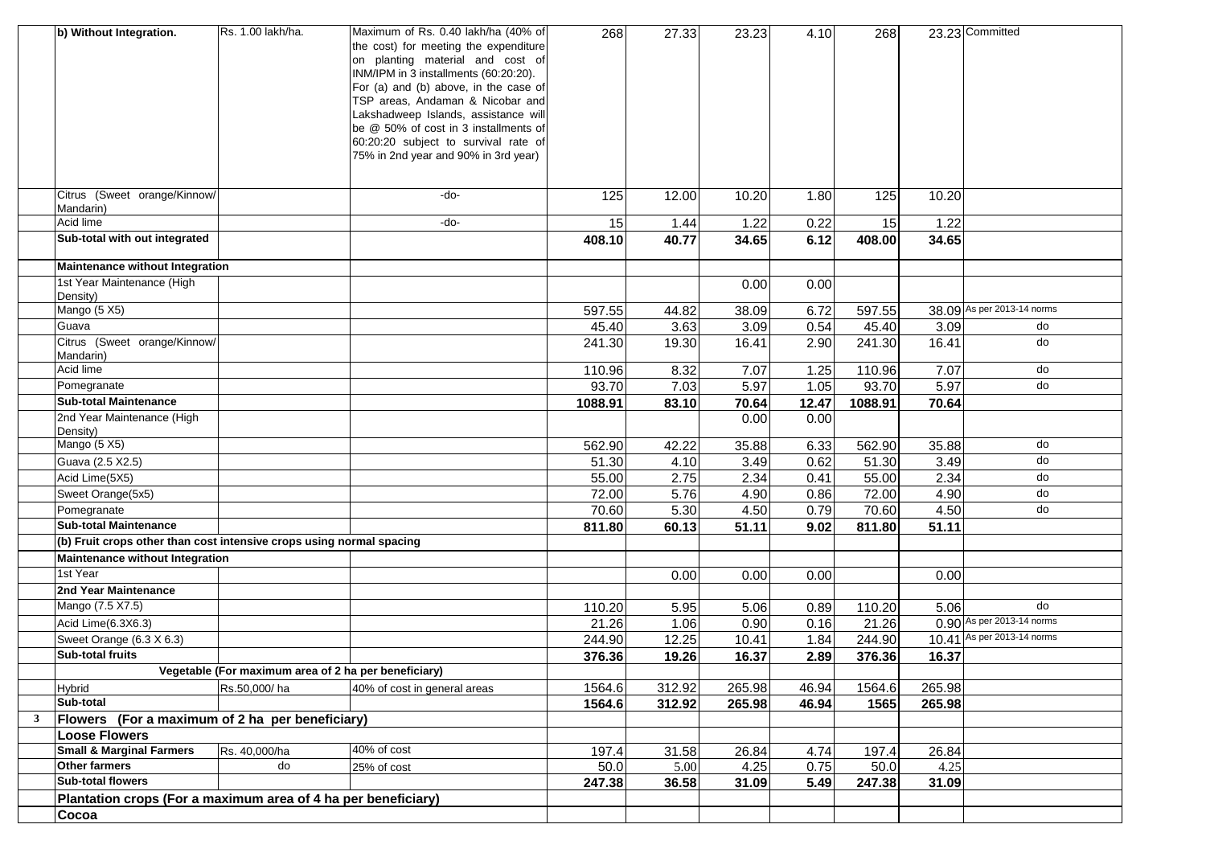| | b) Without Integration. | Rs. 1.00 lakh/ha. | Maximum of Rs. 0.40 lakh/ha (40% of the cost) for meeting the expenditure on planting material and cost of INM/IPM in 3 installments (60:20:20). For (a) and (b) above, in the case of TSP areas, Andaman & Nicobar and Lakshadweep Islands, assistance will be @ 50% of cost in 3 installments of 60:20:20 subject to survival rate of 75% in 2nd year and 90% in 3rd year) | 268 | 27.33 | 23.23 | 4.10 | 268 | 23.23 | Committed |
|---|---|---|---|---|---|---|---|---|---|---|
| | Citrus (Sweet orange/Kinnow/ Mandarin) | | -do- | 125 | 12.00 | 10.20 | 1.80 | 125 | 10.20 | |
| | Acid lime | | -do- | 15 | 1.44 | 1.22 | 0.22 | 15 | 1.22 | |
| | **Sub-total with out integrated** | | | **408.10** | **40.77** | **34.65** | **6.12** | **408.00** | **34.65** | |
| | **Maintenance without Integration** | | | | | | | | | |
| | 1st Year Maintenance (High Density) | | | | | 0.00 | 0.00 | | | |
| | Mango (5 X5) | | | 597.55 | 44.82 | 38.09 | 6.72 | 597.55 | 38.09 | As per 2013-14 norms |
| | Guava | | | 45.40 | 3.63 | 3.09 | 0.54 | 45.40 | 3.09 | do |
| | Citrus (Sweet orange/Kinnow/ Mandarin) | | | 241.30 | 19.30 | 16.41 | 2.90 | 241.30 | 16.41 | do |
| | Acid lime | | | 110.96 | 8.32 | 7.07 | 1.25 | 110.96 | 7.07 | do |
| | Pomegranate | | | 93.70 | 7.03 | 5.97 | 1.05 | 93.70 | 5.97 | do |
| | **Sub-total Maintenance** | | | **1088.91** | **83.10** | **70.64** | **12.47** | **1088.91** | **70.64** | |
| | 2nd Year Maintenance (High Density) | | | | | 0.00 | 0.00 | | | |
| | Mango (5 X5) | | | 562.90 | 42.22 | 35.88 | 6.33 | 562.90 | 35.88 | do |
| | Guava (2.5 X2.5) | | | 51.30 | 4.10 | 3.49 | 0.62 | 51.30 | 3.49 | do |
| | Acid Lime(5X5) | | | 55.00 | 2.75 | 2.34 | 0.41 | 55.00 | 2.34 | do |
| | Sweet Orange(5x5) | | | 72.00 | 5.76 | 4.90 | 0.86 | 72.00 | 4.90 | do |
| | Pomegranate | | | 70.60 | 5.30 | 4.50 | 0.79 | 70.60 | 4.50 | do |
| | **Sub-total Maintenance** | | | **811.80** | **60.13** | **51.11** | **9.02** | **811.80** | **51.11** | |
| | **(b) Fruit crops other than cost intensive crops using normal spacing** | | | | | | | | | |
| | **Maintenance without Integration** | | | | | | | | | |
| | 1st Year | | | | 0.00 | 0.00 | 0.00 | | 0.00 | |
| | **2nd Year Maintenance** | | | | | | | | | |
| | Mango (7.5 X7.5) | | | 110.20 | 5.95 | 5.06 | 0.89 | 110.20 | 5.06 | do |
| | Acid Lime(6.3X6.3) | | | 21.26 | 1.06 | 0.90 | 0.16 | 21.26 | 0.90 | As per 2013-14 norms |
| | Sweet Orange (6.3 X 6.3) | | | 244.90 | 12.25 | 10.41 | 1.84 | 244.90 | 10.41 | As per 2013-14 norms |
| | **Sub-total fruits** | | | **376.36** | **19.26** | **16.37** | **2.89** | **376.36** | **16.37** | |
| | | **Vegetable (For maximum area of 2 ha per beneficiary)** | | | | | | | | |
| | Hybrid | Rs.50,000/ ha | 40% of cost in general areas | 1564.6 | 312.92 | 265.98 | 46.94 | 1564.6 | 265.98 | |
| | **Sub-total** | | | **1564.6** | **312.92** | **265.98** | **46.94** | **1565** | **265.98** | |
| **3** | **Flowers (For a maximum of 2 ha per beneficiary)** | | | | | | | | | |
| | **Loose Flowers** | | | | | | | | | |
| | **Small & Marginal Farmers** | Rs. 40,000/ha | 40% of cost | 197.4 | 31.58 | 26.84 | 4.74 | 197.4 | 26.84 | |
| | **Other farmers** | do | 25% of cost | 50.0 | 5.00 | 4.25 | 0.75 | 50.0 | 4.25 | |
| | **Sub-total flowers** | | | **247.38** | **36.58** | **31.09** | **5.49** | **247.38** | **31.09** | |
| | **Plantation crops (For a maximum area of 4 ha per beneficiary)** | | | | | | | | | |
| | **Cocoa** | | | | | | | | | |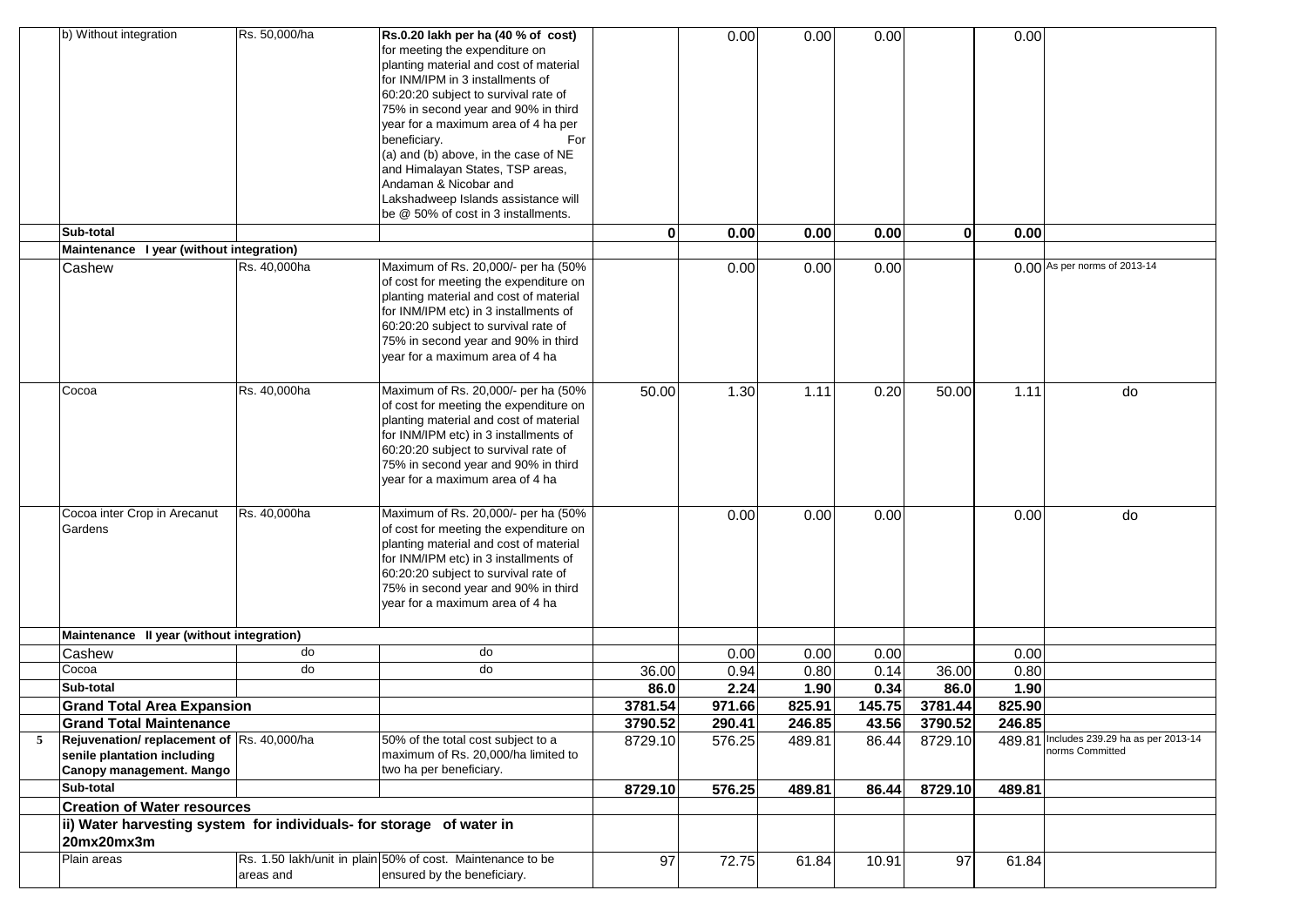| | b) Without integration | Rs. 50,000/ha | **Rs.0.20 lakh per ha (40 % of cost)** for meeting the expenditure on planting material and cost of material for INM/IPM in 3 installments of 60:20:20 subject to survival rate of 75% in second year and 90% in third year for a maximum area of 4 ha per beneficiary. For (a) and (b) above, in the case of NE and Himalayan States, TSP areas, Andaman & Nicobar and Lakshadweep Islands assistance will be @ 50% of cost in 3 installments. | | 0.00 | 0.00 | 0.00 | | 0.00 | |
|---|---|---|---|---|---|---|---|---|---|---|
| | **Sub-total** | | | **0** | **0.00** | **0.00** | **0.00** | **0** | **0.00** | |
| | **Maintenance I year (without integration)** | | | | | | | | | |
| | Cashew | Rs. 40,000ha | Maximum of Rs. 20,000/- per ha (50% of cost for meeting the expenditure on planting material and cost of material for INM/IPM etc) in 3 installments of 60:20:20 subject to survival rate of 75% in second year and 90% in third year for a maximum area of 4 ha | | 0.00 | 0.00 | 0.00 | | 0.00 | As per norms of 2013-14 |
| | Cocoa | Rs. 40,000ha | Maximum of Rs. 20,000/- per ha (50% of cost for meeting the expenditure on planting material and cost of material for INM/IPM etc) in 3 installments of 60:20:20 subject to survival rate of 75% in second year and 90% in third year for a maximum area of 4 ha | 50.00 | 1.30 | 1.11 | 0.20 | 50.00 | 1.11 | do |
| | Cocoa inter Crop in Arecanut Gardens | Rs. 40,000ha | Maximum of Rs. 20,000/- per ha (50% of cost for meeting the expenditure on planting material and cost of material for INM/IPM etc) in 3 installments of 60:20:20 subject to survival rate of 75% in second year and 90% in third year for a maximum area of 4 ha | | 0.00 | 0.00 | 0.00 | | 0.00 | do |
| | **Maintenance II year (without integration)** | | | | | | | | | |
| | Cashew | do | do | | 0.00 | 0.00 | 0.00 | | 0.00 | |
| | Cocoa | do | do | 36.00 | 0.94 | 0.80 | 0.14 | 36.00 | 0.80 | |
| | **Sub-total** | | | **86.0** | **2.24** | **1.90** | **0.34** | **86.0** | **1.90** | |
| | **Grand Total Area Expansion** | | | **3781.54** | **971.66** | **825.91** | **145.75** | **3781.44** | **825.90** | |
| | **Grand Total Maintenance** | | | **3790.52** | **290.41** | **246.85** | **43.56** | **3790.52** | **246.85** | |
| **5** | **Rejuvenation/ replacement of senile plantation including Canopy management. Mango** | Rs. 40,000/ha | 50% of the total cost subject to a maximum of Rs. 20,000/ha limited to two ha per beneficiary. | 8729.10 | 576.25 | 489.81 | 86.44 | 8729.10 | 489.81 | Includes 239.29 ha as per 2013-14 norms Committed |
| | **Sub-total** | | | **8729.10** | **576.25** | **489.81** | **86.44** | **8729.10** | **489.81** | |
| | **Creation of Water resources** | | | | | | | | | |
| | **ii) Water harvesting system for individuals- for storage of water in 20mx20mx3m** | | | | | | | | | |
| | Plain areas | Rs. 1.50 lakh/unit in plain areas and | 50% of cost. Maintenance to be ensured by the beneficiary. | 97 | 72.75 | 61.84 | 10.91 | 97 | 61.84 | |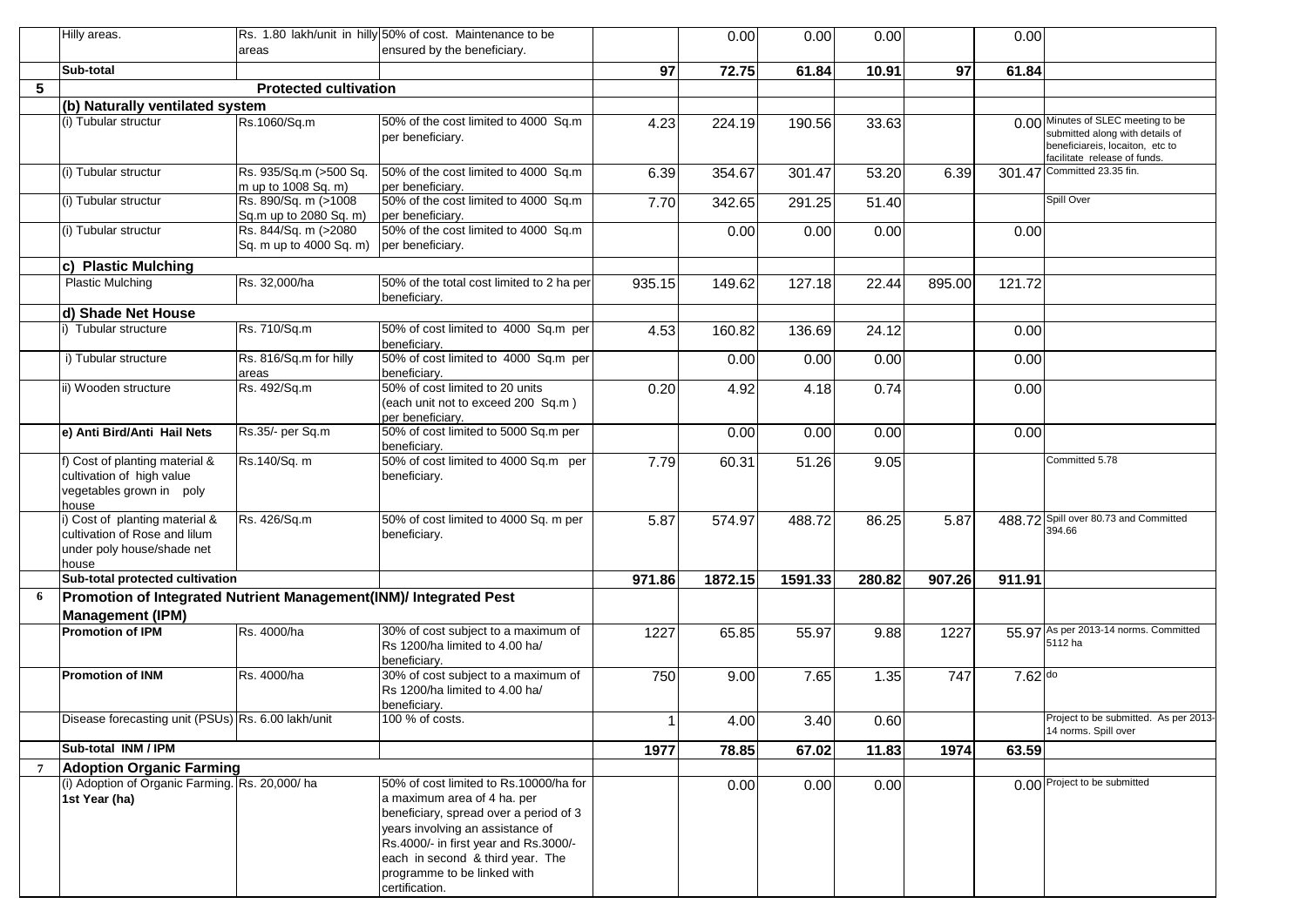|  | Hilly areas. | Rs. 1.80 lakh/unit in hilly areas | 50% of cost. Maintenance to be ensured by the beneficiary. |  | 0.00 | 0.00 | 0.00 |  | 0.00 |  |
|---|---|---|---|---|---|---|---|---|---|---|
|  | **Sub-total** |  |  | **97** | **72.75** | **61.84** | **10.91** | **97** | **61.84** |  |
| **5** |  | **Protected cultivation** |  |  |  |  |  |  |  |  |
|  | **(b) Naturally ventilated system** |  |  |  |  |  |  |  |  |  |
|  | (i) Tubular structur | Rs.1060/Sq.m | 50% of the cost limited to 4000 Sq.m per beneficiary. | 4.23 | 224.19 | 190.56 | 33.63 |  | 0.00 | Minutes of SLEC meeting to be submitted along with details of beneficiareis, locaiton, etc to facilitate release of funds. |
|  | (i) Tubular structur | Rs. 935/Sq.m (>500 Sq. m up to 1008 Sq. m) | 50% of the cost limited to 4000 Sq.m per beneficiary. | 6.39 | 354.67 | 301.47 | 53.20 | 6.39 | 301.47 | Committed 23.35 fin. |
|  | (i) Tubular structur | Rs. 890/Sq. m (>1008 Sq.m up to 2080 Sq. m) | 50% of the cost limited to 4000 Sq.m per beneficiary. | 7.70 | 342.65 | 291.25 | 51.40 |  |  | Spill Over |
|  | (i) Tubular structur | Rs. 844/Sq. m (>2080 Sq. m up to 4000 Sq. m) | 50% of the cost limited to 4000 Sq.m per beneficiary. |  | 0.00 | 0.00 | 0.00 |  | 0.00 |  |
|  | **c) Plastic Mulching** |  |  |  |  |  |  |  |  |  |
|  | Plastic Mulching | Rs. 32,000/ha | 50% of the total cost limited to 2 ha per beneficiary. | 935.15 | 149.62 | 127.18 | 22.44 | 895.00 | 121.72 |  |
|  | **d) Shade Net House** |  |  |  |  |  |  |  |  |  |
|  | i) Tubular structure | Rs. 710/Sq.m | 50% of cost limited to 4000 Sq.m per beneficiary. | 4.53 | 160.82 | 136.69 | 24.12 |  | 0.00 |  |
|  | i) Tubular structure | Rs. 816/Sq.m for hilly areas | 50% of cost limited to 4000 Sq.m per beneficiary. |  | 0.00 | 0.00 | 0.00 |  | 0.00 |  |
|  | ii) Wooden structure | Rs. 492/Sq.m | 50% of cost limited to 20 units (each unit not to exceed 200 Sq.m ) per beneficiary. | 0.20 | 4.92 | 4.18 | 0.74 |  | 0.00 |  |
|  | **e) Anti Bird/Anti Hail Nets** | Rs.35/- per Sq.m | 50% of cost limited to 5000 Sq.m per beneficiary. |  | 0.00 | 0.00 | 0.00 |  | 0.00 |  |
|  | f) Cost of planting material & cultivation of high value vegetables grown in poly house | Rs.140/Sq. m | 50% of cost limited to 4000 Sq.m per beneficiary. | 7.79 | 60.31 | 51.26 | 9.05 |  |  | Committed 5.78 |
|  | i) Cost of planting material & cultivation of Rose and lilum under poly house/shade net house | Rs. 426/Sq.m | 50% of cost limited to 4000 Sq. m per beneficiary. | 5.87 | 574.97 | 488.72 | 86.25 | 5.87 | 488.72 | Spill over 80.73 and Committed 394.66 |
|  | **Sub-total protected cultivation** |  |  | **971.86** | **1872.15** | **1591.33** | **280.82** | **907.26** | **911.91** |  |
| **6** | **Promotion of Integrated Nutrient Management(INM)/ Integrated Pest Management (IPM)** |  |  |  |  |  |  |  |  |  |
|  | **Promotion of IPM** | Rs. 4000/ha | 30% of cost subject to a maximum of Rs 1200/ha limited to 4.00 ha/ beneficiary. | 1227 | 65.85 | 55.97 | 9.88 | 1227 | 55.97 | As per 2013-14 norms. Committed 5112 ha |
|  | **Promotion of INM** | Rs. 4000/ha | 30% of cost subject to a maximum of Rs 1200/ha limited to 4.00 ha/ beneficiary. | 750 | 9.00 | 7.65 | 1.35 | 747 | 7.62 | do |
|  | Disease forecasting unit (PSUs) | Rs. 6.00 lakh/unit | 100 % of costs. | 1 | 4.00 | 3.40 | 0.60 |  |  | Project to be submitted. As per 2013-14 norms. Spill over |
|  | **Sub-total INM / IPM** |  |  | **1977** | **78.85** | **67.02** | **11.83** | **1974** | **63.59** |  |
| **7** | **Adoption Organic Farming** |  |  |  |  |  |  |  |  |  |
|  | (i) Adoption of Organic Farming. **1st Year (ha)** | Rs. 20,000/ ha | 50% of cost limited to Rs.10000/ha for a maximum area of 4 ha. per beneficiary, spread over a period of 3 years involving an assistance of Rs.4000/- in first year and Rs.3000/- each in second & third year. The programme to be linked with certification. |  | 0.00 | 0.00 | 0.00 |  | 0.00 | Project to be submitted |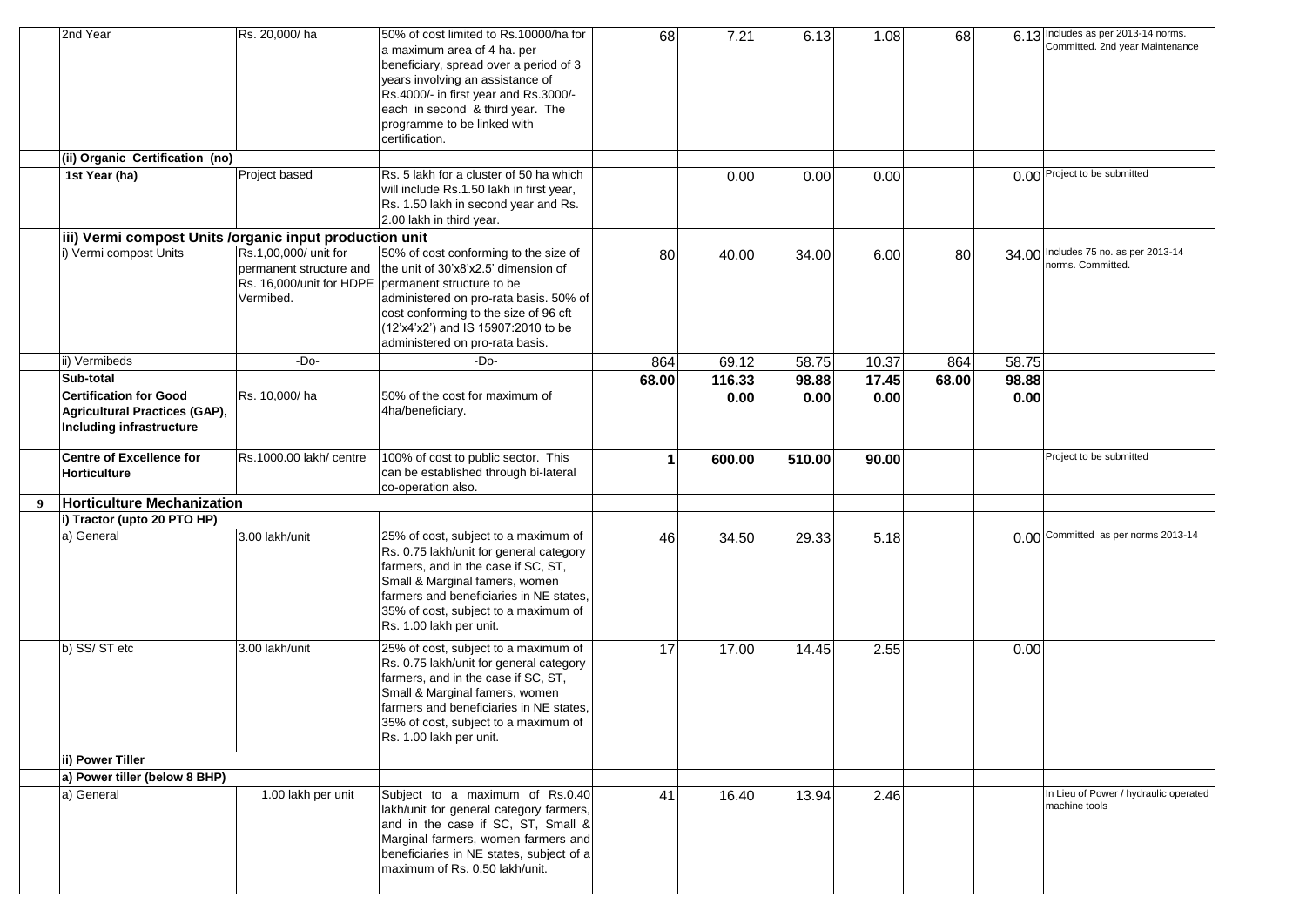| | | | | | | | | | | |
|---|---|---|---|---|---|---|---|---|---|---|
| | 2nd Year | Rs. 20,000/ ha | 50% of cost limited to Rs.10000/ha for a maximum area of 4 ha. per beneficiary, spread over a period of 3 years involving an assistance of Rs.4000/- in first year and Rs.3000/- each in second & third year. The programme to be linked with certification. | 68 | 7.21 | 6.13 | 1.08 | 68 | 6.13 | Includes as per 2013-14 norms. Committed. 2nd year Maintenance |
| | **(ii) Organic Certification (no)** | | | | | | | | | |
| | **1st Year (ha)** | Project based | Rs. 5 lakh for a cluster of 50 ha which will include Rs.1.50 lakh in first year, Rs. 1.50 lakh in second year and Rs. 2.00 lakh in third year. | | 0.00 | 0.00 | 0.00 | | 0.00 | Project to be submitted |
| | **iii) Vermi compost Units /organic input production unit** | | | | | | | | | |
| | i) Vermi compost Units | Rs.1,00,000/ unit for permanent structure and Rs. 16,000/unit for HDPE Vermibed. | 50% of cost conforming to the size of the unit of 30'x8'x2.5' dimension of permanent structure to be administered on pro-rata basis. 50% of cost conforming to the size of 96 cft (12'x4'x2') and IS 15907:2010 to be administered on pro-rata basis. | 80 | 40.00 | 34.00 | 6.00 | 80 | 34.00 | Includes 75 no. as per 2013-14 norms. Committed. |
| | ii) Vermibeds | -Do- | -Do- | 864 | 69.12 | 58.75 | 10.37 | 864 | 58.75 | |
| | **Sub-total** | | | **68.00** | **116.33** | **98.88** | **17.45** | **68.00** | **98.88** | |
| | **Certification for Good Agricultural Practices (GAP), Including infrastructure** | Rs. 10,000/ ha | 50% of the cost for maximum of 4ha/beneficiary. | | **0.00** | **0.00** | **0.00** | | **0.00** | |
| | **Centre of Excellence for Horticulture** | Rs.1000.00 lakh/ centre | 100% of cost to public sector. This can be established through bi-lateral co-operation also. | **1** | **600.00** | **510.00** | **90.00** | | | Project to be submitted |
| **9** | **Horticulture Mechanization** | | | | | | | | | |
| | **i) Tractor (upto 20 PTO HP)** | | | | | | | | | |
| | a) General | 3.00 lakh/unit | 25% of cost, subject to a maximum of Rs. 0.75 lakh/unit for general category farmers, and in the case if SC, ST, Small & Marginal famers, women farmers and beneficiaries in NE states, 35% of cost, subject to a maximum of Rs. 1.00 lakh per unit. | 46 | 34.50 | 29.33 | 5.18 | | 0.00 | Committed as per norms 2013-14 |
| | b) SS/ ST etc | 3.00 lakh/unit | 25% of cost, subject to a maximum of Rs. 0.75 lakh/unit for general category farmers, and in the case if SC, ST, Small & Marginal famers, women farmers and beneficiaries in NE states, 35% of cost, subject to a maximum of Rs. 1.00 lakh per unit. | 17 | 17.00 | 14.45 | 2.55 | | 0.00 | |
| | **ii) Power Tiller** | | | | | | | | | |
| | **a) Power tiller (below 8 BHP)** | | | | | | | | | |
| | a) General | 1.00 lakh per unit | Subject to a maximum of Rs.0.40 lakh/unit for general category farmers, and in the case if SC, ST, Small & Marginal farmers, women farmers and beneficiaries in NE states, subject of a maximum of Rs. 0.50 lakh/unit. | 41 | 16.40 | 13.94 | 2.46 | | | In Lieu of Power / hydraulic operated machine tools |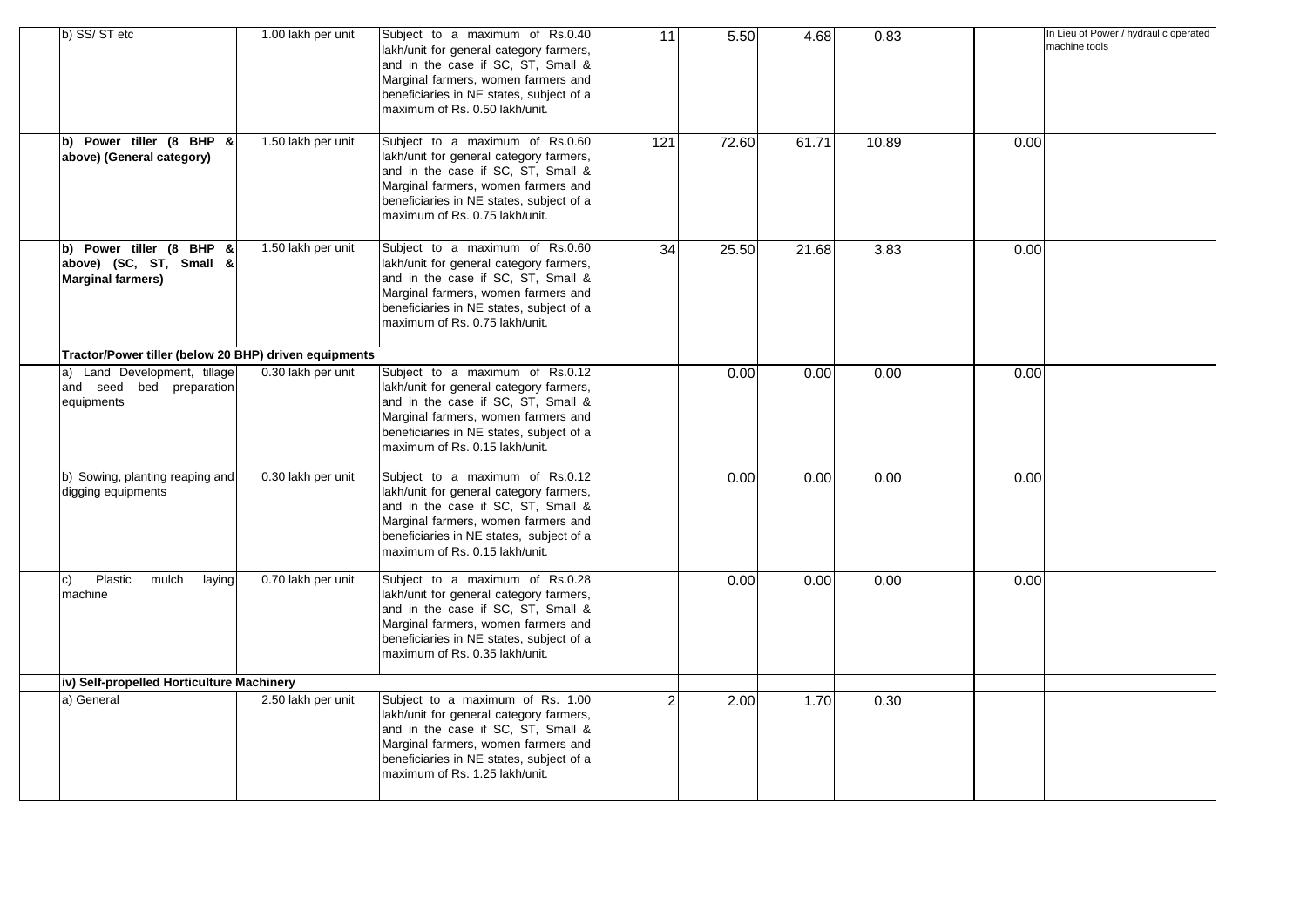| | | | | | | | | | |
|---|---|---|---|---|---|---|---|---|---|
| b) SS/ ST etc | 1.00 lakh per unit | Subject to a maximum of Rs.0.40 lakh/unit for general category farmers, and in the case if SC, ST, Small & Marginal farmers, women farmers and beneficiaries in NE states, subject of a maximum of Rs. 0.50 lakh/unit. | 11 | 5.50 | 4.68 | 0.83 | | | In Lieu of Power / hydraulic operated machine tools |
| **b) Power tiller (8 BHP & above) (General category)** | 1.50 lakh per unit | Subject to a maximum of Rs.0.60 lakh/unit for general category farmers, and in the case if SC, ST, Small & Marginal farmers, women farmers and beneficiaries in NE states, subject of a maximum of Rs. 0.75 lakh/unit. | 121 | 72.60 | 61.71 | 10.89 | | 0.00 | |
| **b) Power tiller (8 BHP & above) (SC, ST, Small & Marginal farmers)** | 1.50 lakh per unit | Subject to a maximum of Rs.0.60 lakh/unit for general category farmers, and in the case if SC, ST, Small & Marginal farmers, women farmers and beneficiaries in NE states, subject of a maximum of Rs. 0.75 lakh/unit. | 34 | 25.50 | 21.68 | 3.83 | | 0.00 | |
| **Tractor/Power tiller (below 20 BHP) driven equipments** | | | | | | | | | |
| a) Land Development, tillage and seed bed preparation equipments | 0.30 lakh per unit | Subject to a maximum of Rs.0.12 lakh/unit for general category farmers, and in the case if SC, ST, Small & Marginal farmers, women farmers and beneficiaries in NE states, subject of a maximum of Rs. 0.15 lakh/unit. | | 0.00 | 0.00 | 0.00 | | 0.00 | |
| b) Sowing, planting reaping and digging equipments | 0.30 lakh per unit | Subject to a maximum of Rs.0.12 lakh/unit for general category farmers, and in the case if SC, ST, Small & Marginal farmers, women farmers and beneficiaries in NE states, subject of a maximum of Rs. 0.15 lakh/unit. | | 0.00 | 0.00 | 0.00 | | 0.00 | |
| c) Plastic mulch laying machine | 0.70 lakh per unit | Subject to a maximum of Rs.0.28 lakh/unit for general category farmers, and in the case if SC, ST, Small & Marginal farmers, women farmers and beneficiaries in NE states, subject of a maximum of Rs. 0.35 lakh/unit. | | 0.00 | 0.00 | 0.00 | | 0.00 | |
| **iv) Self-propelled Horticulture Machinery** | | | | | | | | | |
| a) General | 2.50 lakh per unit | Subject to a maximum of Rs. 1.00 lakh/unit for general category farmers, and in the case if SC, ST, Small & Marginal farmers, women farmers and beneficiaries in NE states, subject of a maximum of Rs. 1.25 lakh/unit. | 2 | 2.00 | 1.70 | 0.30 | | | |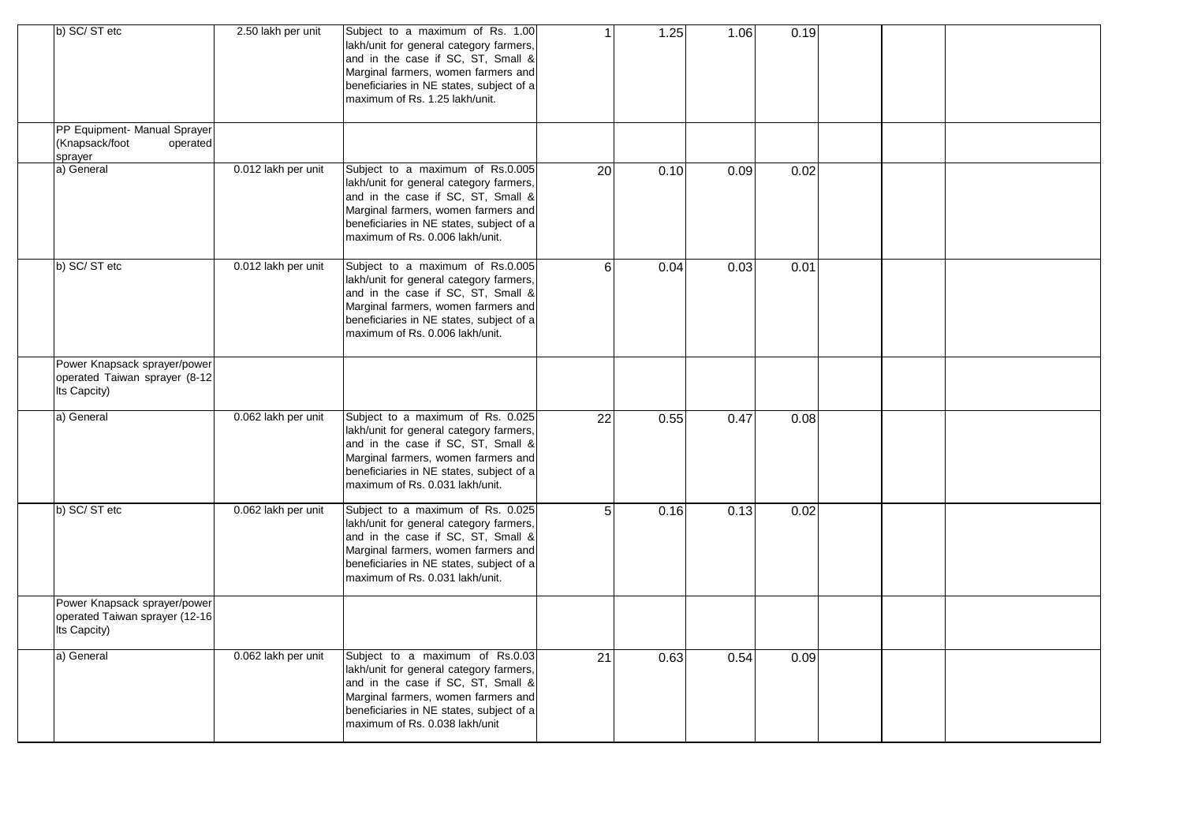| | | | | | | | | | |
|---|---|---|---|---|---|---|---|---|---|
| b) SC/ ST etc | 2.50 lakh per unit | Subject to a maximum of Rs. 1.00 lakh/unit for general category farmers, and in the case if SC, ST, Small & Marginal farmers, women farmers and beneficiaries in NE states, subject of a maximum of Rs. 1.25 lakh/unit. | 1 | 1.25 | 1.06 | 0.19 | | | |
| PP Equipment- Manual Sprayer (Knapsack/foot operated sprayer | | | | | | | | | |
| a) General | 0.012 lakh per unit | Subject to a maximum of Rs.0.005 lakh/unit for general category farmers, and in the case if SC, ST, Small & Marginal farmers, women farmers and beneficiaries in NE states, subject of a maximum of Rs. 0.006 lakh/unit. | 20 | 0.10 | 0.09 | 0.02 | | | |
| b) SC/ ST etc | 0.012 lakh per unit | Subject to a maximum of Rs.0.005 lakh/unit for general category farmers, and in the case if SC, ST, Small & Marginal farmers, women farmers and beneficiaries in NE states, subject of a maximum of Rs. 0.006 lakh/unit. | 6 | 0.04 | 0.03 | 0.01 | | | |
| Power Knapsack sprayer/power operated Taiwan sprayer (8-12 lts Capcity) | | | | | | | | | |
| a) General | 0.062 lakh per unit | Subject to a maximum of Rs. 0.025 lakh/unit for general category farmers, and in the case if SC, ST, Small & Marginal farmers, women farmers and beneficiaries in NE states, subject of a maximum of Rs. 0.031 lakh/unit. | 22 | 0.55 | 0.47 | 0.08 | | | |
| b) SC/ ST etc | 0.062 lakh per unit | Subject to a maximum of Rs. 0.025 lakh/unit for general category farmers, and in the case if SC, ST, Small & Marginal farmers, women farmers and beneficiaries in NE states, subject of a maximum of Rs. 0.031 lakh/unit. | 5 | 0.16 | 0.13 | 0.02 | | | |
| Power Knapsack sprayer/power operated Taiwan sprayer (12-16 lts Capcity) | | | | | | | | | |
| a) General | 0.062 lakh per unit | Subject to a maximum of Rs.0.03 lakh/unit for general category farmers, and in the case if SC, ST, Small & Marginal farmers, women farmers and beneficiaries in NE states, subject of a maximum of Rs. 0.038 lakh/unit | 21 | 0.63 | 0.54 | 0.09 | | | |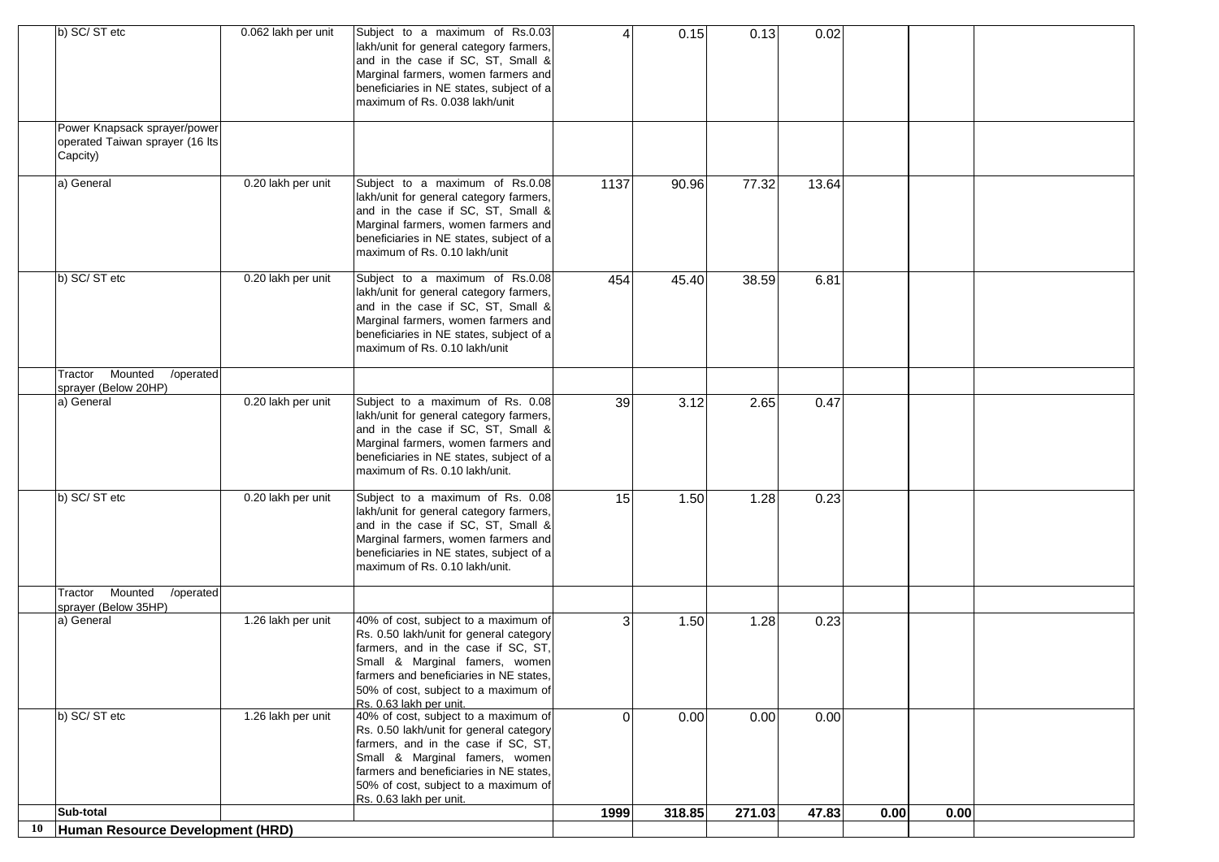| | | | | | | | | | | |
|---|---|---|---|---|---|---|---|---|---|---|
| | b) SC/ ST etc | 0.062 lakh per unit | Subject to a maximum of Rs.0.03 lakh/unit for general category farmers, and in the case if SC, ST, Small & Marginal farmers, women farmers and beneficiaries in NE states, subject of a maximum of Rs. 0.038 lakh/unit | 4 | 0.15 | 0.13 | 0.02 | | | |
| | Power Knapsack sprayer/power operated Taiwan sprayer (16 lts Capcity) | | | | | | | | | |
| | a) General | 0.20 lakh per unit | Subject to a maximum of Rs.0.08 lakh/unit for general category farmers, and in the case if SC, ST, Small & Marginal farmers, women farmers and beneficiaries in NE states, subject of a maximum of Rs. 0.10 lakh/unit | 1137 | 90.96 | 77.32 | 13.64 | | | |
| | b) SC/ ST etc | 0.20 lakh per unit | Subject to a maximum of Rs.0.08 lakh/unit for general category farmers, and in the case if SC, ST, Small & Marginal farmers, women farmers and beneficiaries in NE states, subject of a maximum of Rs. 0.10 lakh/unit | 454 | 45.40 | 38.59 | 6.81 | | | |
| | Tractor Mounted /operated sprayer (Below 20HP) | | | | | | | | | |
| | a) General | 0.20 lakh per unit | Subject to a maximum of Rs. 0.08 lakh/unit for general category farmers, and in the case if SC, ST, Small & Marginal farmers, women farmers and beneficiaries in NE states, subject of a maximum of Rs. 0.10 lakh/unit. | 39 | 3.12 | 2.65 | 0.47 | | | |
| | b) SC/ ST etc | 0.20 lakh per unit | Subject to a maximum of Rs. 0.08 lakh/unit for general category farmers, and in the case if SC, ST, Small & Marginal farmers, women farmers and beneficiaries in NE states, subject of a maximum of Rs. 0.10 lakh/unit. | 15 | 1.50 | 1.28 | 0.23 | | | |
| | Tractor Mounted /operated sprayer (Below 35HP) | | | | | | | | | |
| | a) General | 1.26 lakh per unit | 40% of cost, subject to a maximum of Rs. 0.50 lakh/unit for general category farmers, and in the case if SC, ST, Small & Marginal famers, women farmers and beneficiaries in NE states, 50% of cost, subject to a maximum of Rs. 0.63 lakh per unit. | 3 | 1.50 | 1.28 | 0.23 | | | |
| | b) SC/ ST etc | 1.26 lakh per unit | 40% of cost, subject to a maximum of Rs. 0.50 lakh/unit for general category farmers, and in the case if SC, ST, Small & Marginal famers, women farmers and beneficiaries in NE states, 50% of cost, subject to a maximum of Rs. 0.63 lakh per unit. | 0 | 0.00 | 0.00 | 0.00 | | | |
| | **Sub-total** | | | **1999** | **318.85** | **271.03** | **47.83** | **0.00** | **0.00** | |
| **10** | **Human Resource Development (HRD)** | | | | | | | | | |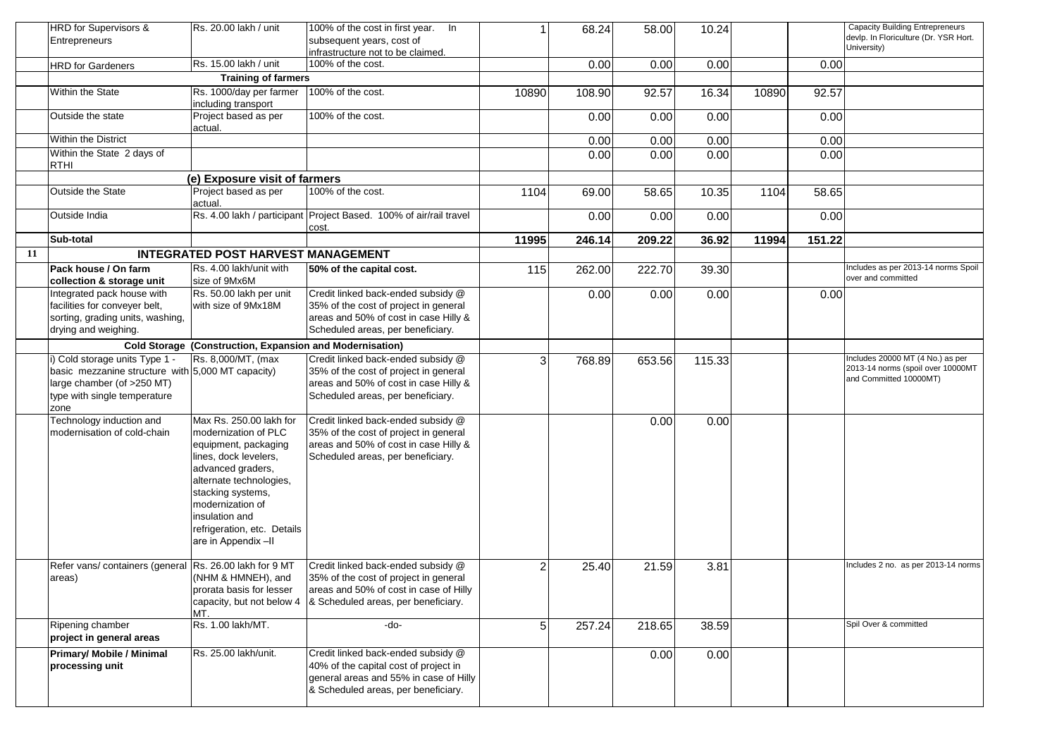| | | | | | | | | | | |
|---|---|---|---|---|---|---|---|---|---|---|
| | HRD for Supervisors & Entrepreneurs | Rs. 20.00 lakh / unit | 100% of the cost in first year. In subsequent years, cost of infrastructure not to be claimed. | 1 | 68.24 | 58.00 | 10.24 | | | Capacity Building Entrepreneurs devlp. In Floriculture (Dr. YSR Hort. University) |
| | HRD for Gardeners | Rs. 15.00 lakh / unit | 100% of the cost. | | 0.00 | 0.00 | 0.00 | | 0.00 | |
| | | **Training of farmers** | | | | | | | | |
| | Within the State | Rs. 1000/day per farmer including transport | 100% of the cost. | 10890 | 108.90 | 92.57 | 16.34 | 10890 | 92.57 | |
| | Outside the state | Project based as per actual. | 100% of the cost. | | 0.00 | 0.00 | 0.00 | | 0.00 | |
| | Within the District | | | | 0.00 | 0.00 | 0.00 | | 0.00 | |
| | Within the State 2 days of RTHI | | | | 0.00 | 0.00 | 0.00 | | 0.00 | |
| | | **(e) Exposure visit of farmers** | | | | | | | | |
| | Outside the State | Project based as per actual. | 100% of the cost. | 1104 | 69.00 | 58.65 | 10.35 | 1104 | 58.65 | |
| | Outside India | Rs. 4.00 lakh / participant | Project Based. 100% of air/rail travel cost. | | 0.00 | 0.00 | 0.00 | | 0.00 | |
| | **Sub-total** | | | **11995** | **246.14** | **209.22** | **36.92** | **11994** | **151.22** | |
| **11** | **INTEGRATED POST HARVEST MANAGEMENT** | | | | | | | | | |
| | **Pack house / On farm collection & storage unit** | Rs. 4.00 lakh/unit with size of 9Mx6M | **50% of the capital cost.** | 115 | 262.00 | 222.70 | 39.30 | | | Includes as per 2013-14 norms Spoil over and committed |
| | Integrated pack house with facilities for conveyer belt, sorting, grading units, washing, drying and weighing. | Rs. 50.00 lakh per unit with size of 9Mx18M | Credit linked back-ended subsidy @ 35% of the cost of project in general areas and 50% of cost in case Hilly & Scheduled areas, per beneficiary. | | 0.00 | 0.00 | 0.00 | | 0.00 | |
| | | **Cold Storage (Construction, Expansion and Modernisation)** | | | | | | | | |
| | i) Cold storage units Type 1 - basic mezzanine structure with large chamber (of >250 MT) type with single temperature zone | Rs. 8,000/MT, (max 5,000 MT capacity) | Credit linked back-ended subsidy @ 35% of the cost of project in general areas and 50% of cost in case Hilly & Scheduled areas, per beneficiary. | 3 | 768.89 | 653.56 | 115.33 | | | Includes 20000 MT (4 No.) as per 2013-14 norms (spoil over 10000MT and Committed 10000MT) |
| | Technology induction and modernisation of cold-chain | Max Rs. 250.00 lakh for modernization of PLC equipment, packaging lines, dock levelers, advanced graders, alternate technologies, stacking systems, modernization of insulation and refrigeration, etc. Details are in Appendix –II | Credit linked back-ended subsidy @ 35% of the cost of project in general areas and 50% of cost in case Hilly & Scheduled areas, per beneficiary. | | | 0.00 | 0.00 | | | |
| | Refer vans/ containers (general areas) | Rs. 26.00 lakh for 9 MT (NHM & HMNEH), and prorata basis for lesser capacity, but not below 4 MT. | Credit linked back-ended subsidy @ 35% of the cost of project in general areas and 50% of cost in case of Hilly & Scheduled areas, per beneficiary. | 2 | 25.40 | 21.59 | 3.81 | | | Includes 2 no. as per 2013-14 norms |
| | Ripening chamber **project in general areas** | Rs. 1.00 lakh/MT. | -do- | 5 | 257.24 | 218.65 | 38.59 | | | Spil Over & committed |
| | **Primary/ Mobile / Minimal processing unit** | Rs. 25.00 lakh/unit. | Credit linked back-ended subsidy @ 40% of the capital cost of project in general areas and 55% in case of Hilly & Scheduled areas, per beneficiary. | | | 0.00 | 0.00 | | | |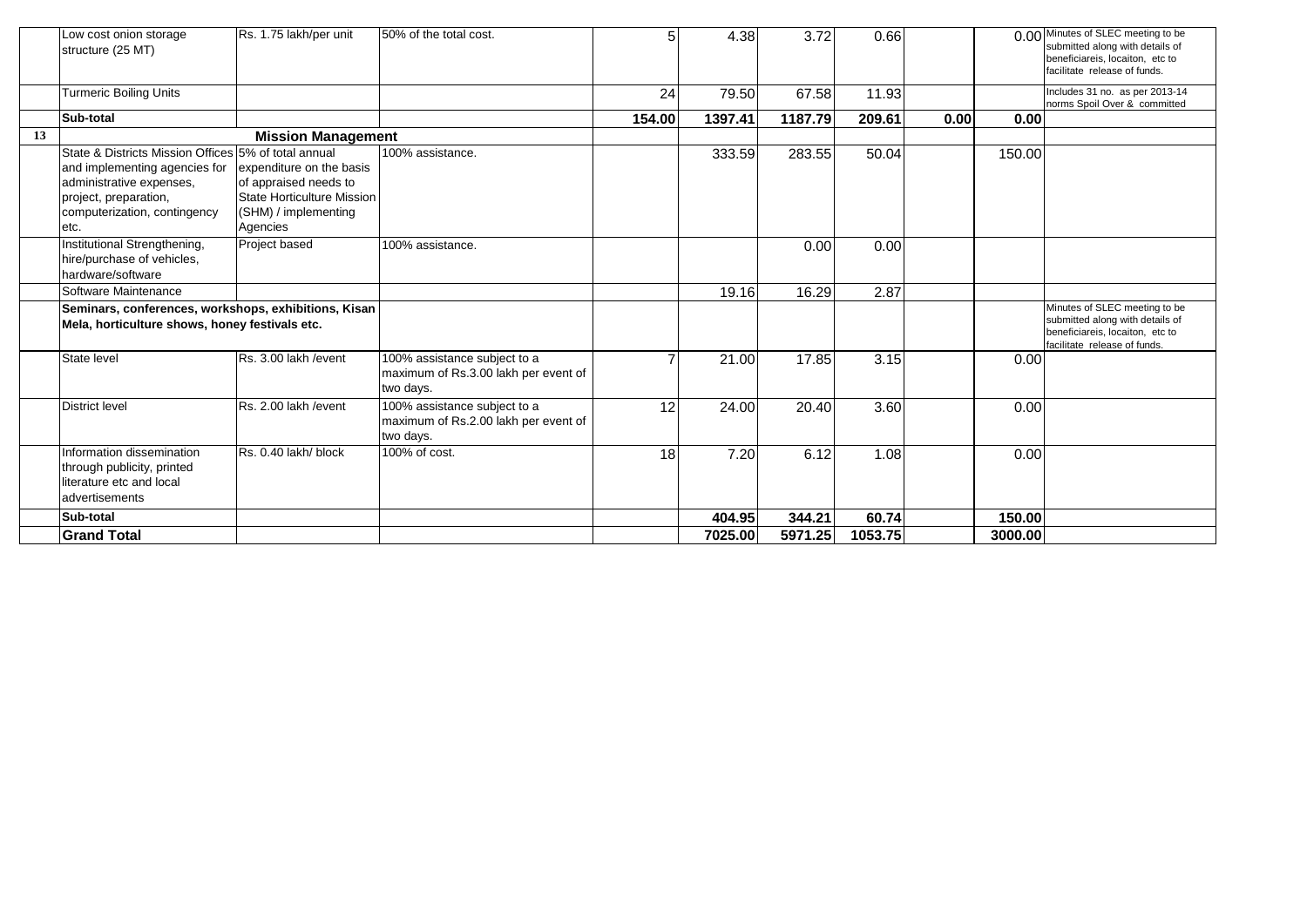| | | | | | | | | | | |
|---|---|---|---|---|---|---|---|---|---|---|
| | Low cost onion storage structure (25 MT) | Rs. 1.75 lakh/per unit | 50% of the total cost. | 5 | 4.38 | 3.72 | 0.66 | | 0.00 | Minutes of SLEC meeting to be submitted along with details of beneficiareis, locaiton, etc to facilitate release of funds. |
| | Turmeric Boiling Units | | | 24 | 79.50 | 67.58 | 11.93 | | | Includes 31 no. as per 2013-14 norms Spoil Over & committed |
| | **Sub-total** | | | **154.00** | **1397.41** | **1187.79** | **209.61** | **0.00** | **0.00** | |
| **13** | | **Mission Management** | | | | | | | | |
| | State & Districts Mission Offices and implementing agencies for administrative expenses, project, preparation, computerization, contingency etc. | 5% of total annual expenditure on the basis of appraised needs to State Horticulture Mission (SHM) / implementing Agencies | 100% assistance. | | 333.59 | 283.55 | 50.04 | | 150.00 | |
| | Institutional Strengthening, hire/purchase of vehicles, hardware/software | Project based | 100% assistance. | | | 0.00 | 0.00 | | | |
| | Software Maintenance | | | | 19.16 | 16.29 | 2.87 | | | |
| | **Seminars, conferences, workshops, exhibitions, Kisan Mela, horticulture shows, honey festivals etc.** | | | | | | | | | Minutes of SLEC meeting to be submitted along with details of beneficiareis, locaiton, etc to facilitate release of funds. |
| | State level | Rs. 3.00 lakh /event | 100% assistance subject to a maximum of Rs.3.00 lakh per event of two days. | 7 | 21.00 | 17.85 | 3.15 | | 0.00 | |
| | District level | Rs. 2.00 lakh /event | 100% assistance subject to a maximum of Rs.2.00 lakh per event of two days. | 12 | 24.00 | 20.40 | 3.60 | | 0.00 | |
| | Information dissemination through publicity, printed literature etc and local advertisements | Rs. 0.40 lakh/ block | 100% of cost. | 18 | 7.20 | 6.12 | 1.08 | | 0.00 | |
| | **Sub-total** | | | | **404.95** | **344.21** | **60.74** | | **150.00** | |
| | **Grand Total** | | | | **7025.00** | **5971.25** | **1053.75** | | **3000.00** | |